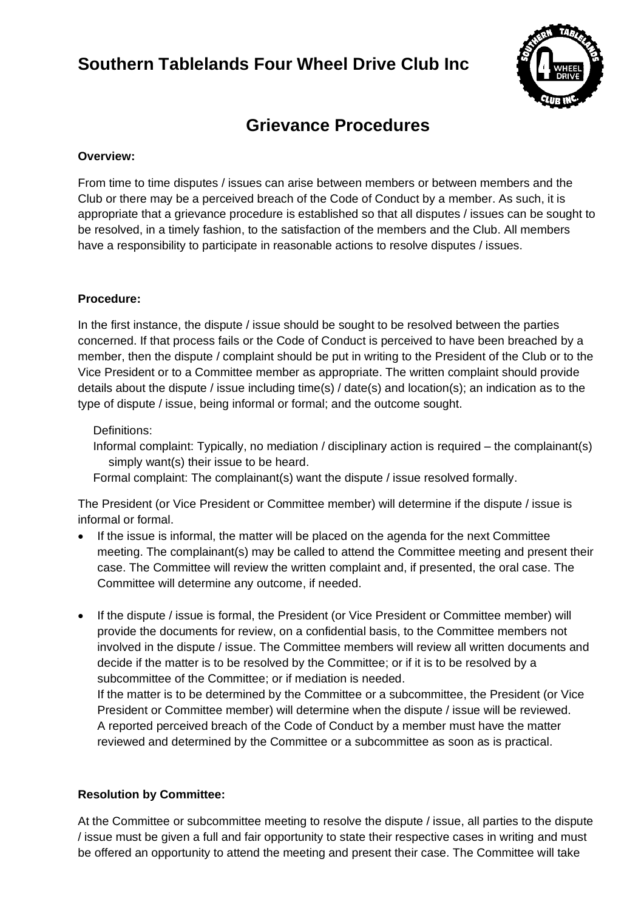# Southern Tablelands Four Wheel Drive Club Inc

## Grievance Procedures

**Overview:**

From time to time disputes / issues can arise between members or between members and the Club or there may be a perceived breach of the Code of Conduct by a member. As such, it is appropriate that a grievance procedure is established so that all disputes / issues can be sought to be resolved, in a timely fashion, to the satisfaction of the members and the Club. All members have a responsibility to participate in reasonable actions to resolve disputes / issues.

**Procedure:**

In the first instance, the dispute / issue should be sought to be resolved between the parties concerned. If that process fails or the Code of Conduct is perceived to have been breached by a member, then the dispute / complaint should be put in writing to the President of the Club or to the Vice President or to a Committee member as appropriate. The written complaint should provide details about the dispute / issue including time(s) / date(s) and location(s); an indication as to the type of dispute / issue, being informal or formal; and the outcome sought.

Definitions:

Informal complaint: Typically, no mediation / disciplinary action is required – the complainant(s) simply want(s) their issue to be heard.

Formal complaint: The complainant(s) want the dispute / issue resolved formally.

The President (or Vice President or Committee member) will determine if the dispute / issue is informal or formal.

- If the issue is informal, the matter will be placed on the agenda for the next Committee meeting. The complainant(s) may be called to attend the Committee meeting and present their case. The Committee will review the written complaint and, if presented, the oral case. The Committee will determine any outcome, if needed.

- If the dispute / issue is formal, the President (or Vice President or Committee member) will provide the documents for review, on a confidential basis, to the Committee members not involved in the dispute / issue. The Committee members will review all written documents and decide if the matter is to be resolved by the Committee; or if it is to be resolved by a subcommittee of the Committee; or if mediation is needed.
  If the matter is to be determined by the Committee or a subcommittee, the President (or Vice President or Committee member) will determine when the dispute / issue will be reviewed.
  A reported perceived breach of the Code of Conduct by a member must have the matter reviewed and determined by the Committee or a subcommittee as soon as is practical.

**Resolution by Committee:**

At the Committee or subcommittee meeting to resolve the dispute / issue, all parties to the dispute / issue must be given a full and fair opportunity to state their respective cases in writing and must be offered an opportunity to attend the meeting and present their case. The Committee will take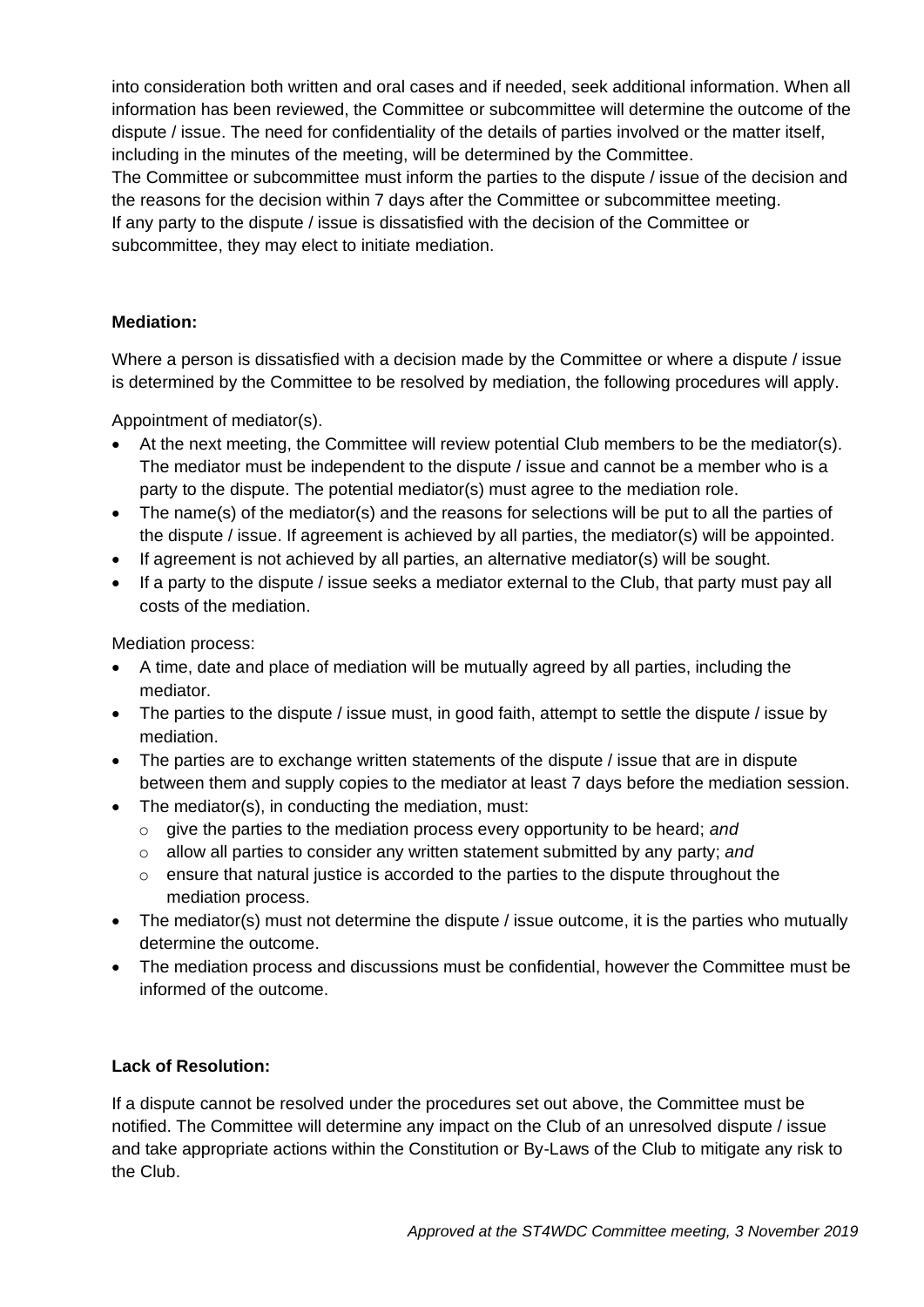into consideration both written and oral cases and if needed, seek additional information. When all information has been reviewed, the Committee or subcommittee will determine the outcome of the dispute / issue. The need for confidentiality of the details of parties involved or the matter itself, including in the minutes of the meeting, will be determined by the Committee.
The Committee or subcommittee must inform the parties to the dispute / issue of the decision and the reasons for the decision within 7 days after the Committee or subcommittee meeting.
If any party to the dispute / issue is dissatisfied with the decision of the Committee or subcommittee, they may elect to initiate mediation.

**Mediation:**

Where a person is dissatisfied with a decision made by the Committee or where a dispute / issue is determined by the Committee to be resolved by mediation, the following procedures will apply.

Appointment of mediator(s).

- At the next meeting, the Committee will review potential Club members to be the mediator(s). The mediator must be independent to the dispute / issue and cannot be a member who is a party to the dispute. The potential mediator(s) must agree to the mediation role.
- The name(s) of the mediator(s) and the reasons for selections will be put to all the parties of the dispute / issue. If agreement is achieved by all parties, the mediator(s) will be appointed.
- If agreement is not achieved by all parties, an alternative mediator(s) will be sought.
- If a party to the dispute / issue seeks a mediator external to the Club, that party must pay all costs of the mediation.

Mediation process:

- A time, date and place of mediation will be mutually agreed by all parties, including the mediator.
- The parties to the dispute / issue must, in good faith, attempt to settle the dispute / issue by mediation.
- The parties are to exchange written statements of the dispute / issue that are in dispute between them and supply copies to the mediator at least 7 days before the mediation session.
- The mediator(s), in conducting the mediation, must:
  - give the parties to the mediation process every opportunity to be heard; *and*
  - allow all parties to consider any written statement submitted by any party; *and*
  - ensure that natural justice is accorded to the parties to the dispute throughout the mediation process.
- The mediator(s) must not determine the dispute / issue outcome, it is the parties who mutually determine the outcome.
- The mediation process and discussions must be confidential, however the Committee must be informed of the outcome.

**Lack of Resolution:**

If a dispute cannot be resolved under the procedures set out above, the Committee must be notified. The Committee will determine any impact on the Club of an unresolved dispute / issue and take appropriate actions within the Constitution or By-Laws of the Club to mitigate any risk to the Club.

*Approved at the ST4WDC Committee meeting, 3 November 2019*